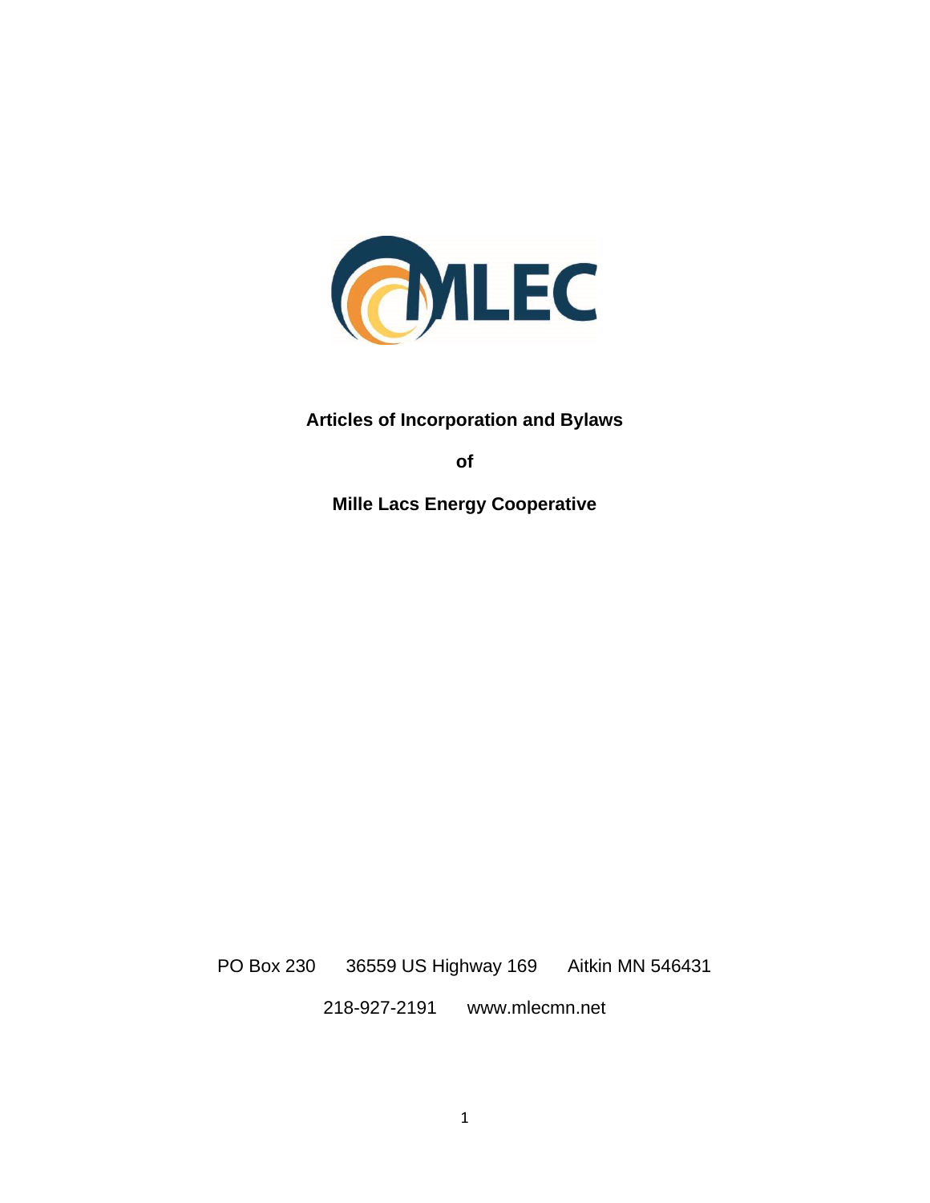MLEC

**Articles of Incorporation and Bylaws**

**of**

**Mille Lacs Energy Cooperative**

PO Box 230 36559 US Highway 169 Aitkin MN 546431

218-927-2191 www.mlecmn.net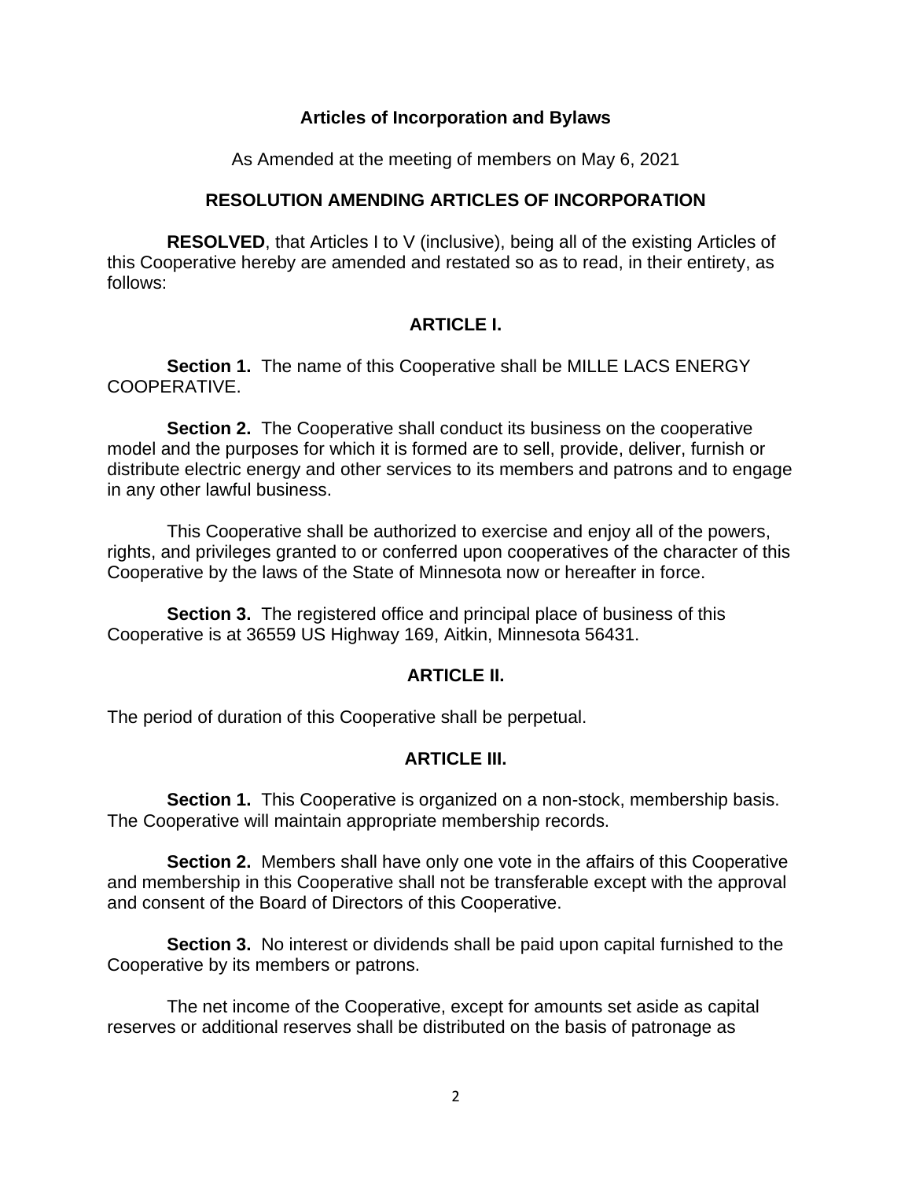# Articles of Incorporation and Bylaws

As Amended at the meeting of members on May 6, 2021

## RESOLUTION AMENDING ARTICLES OF INCORPORATION

**RESOLVED**, that Articles I to V (inclusive), being all of the existing Articles of this Cooperative hereby are amended and restated so as to read, in their entirety, as follows:

## ARTICLE I.

**Section 1.** The name of this Cooperative shall be MILLE LACS ENERGY COOPERATIVE.

**Section 2.** The Cooperative shall conduct its business on the cooperative model and the purposes for which it is formed are to sell, provide, deliver, furnish or distribute electric energy and other services to its members and patrons and to engage in any other lawful business.

This Cooperative shall be authorized to exercise and enjoy all of the powers, rights, and privileges granted to or conferred upon cooperatives of the character of this Cooperative by the laws of the State of Minnesota now or hereafter in force.

**Section 3.** The registered office and principal place of business of this Cooperative is at 36559 US Highway 169, Aitkin, Minnesota 56431.

## ARTICLE II.

The period of duration of this Cooperative shall be perpetual.

## ARTICLE III.

**Section 1.** This Cooperative is organized on a non-stock, membership basis. The Cooperative will maintain appropriate membership records.

**Section 2.** Members shall have only one vote in the affairs of this Cooperative and membership in this Cooperative shall not be transferable except with the approval and consent of the Board of Directors of this Cooperative.

**Section 3.** No interest or dividends shall be paid upon capital furnished to the Cooperative by its members or patrons.

The net income of the Cooperative, except for amounts set aside as capital reserves or additional reserves shall be distributed on the basis of patronage as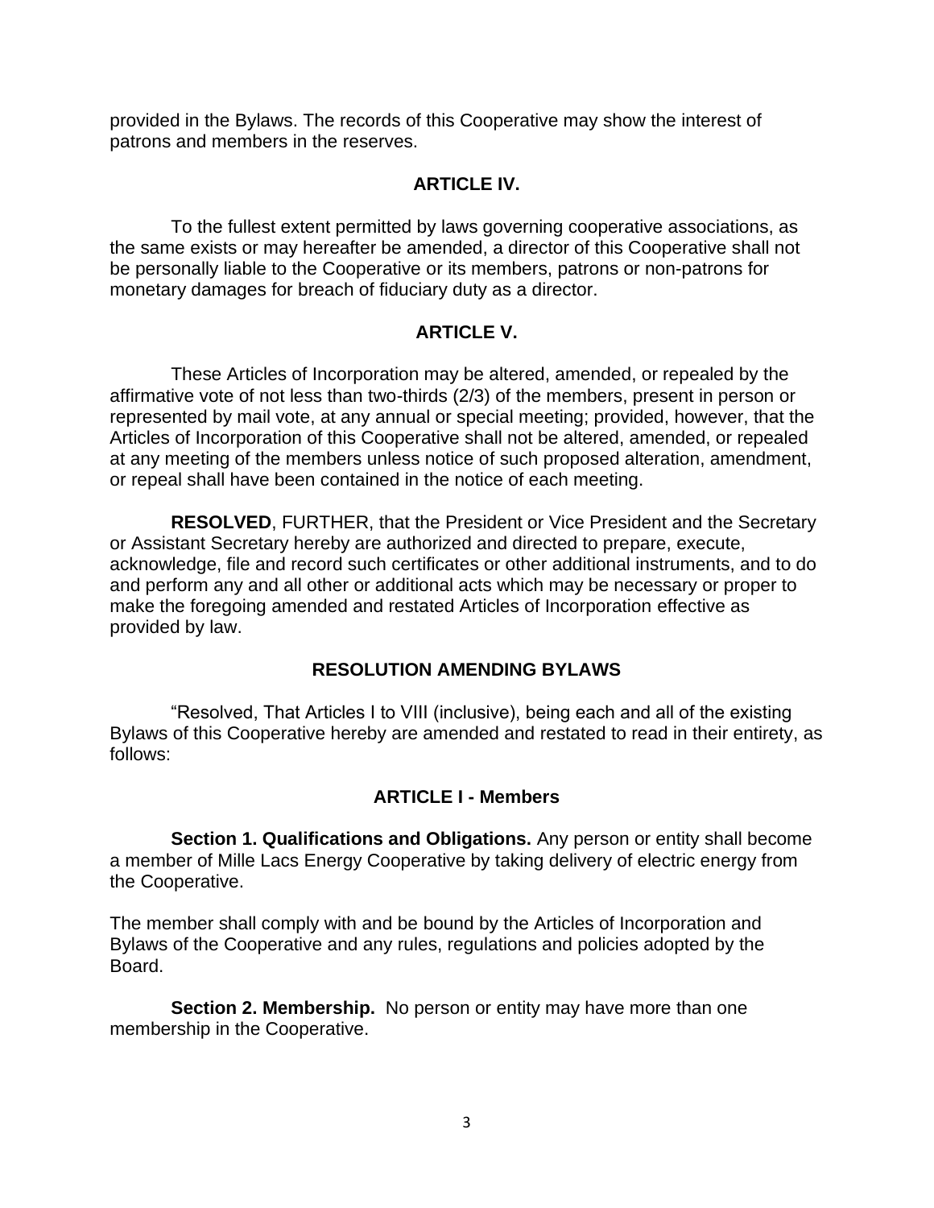provided in the Bylaws. The records of this Cooperative may show the interest of patrons and members in the reserves.

## ARTICLE IV.

To the fullest extent permitted by laws governing cooperative associations, as the same exists or may hereafter be amended, a director of this Cooperative shall not be personally liable to the Cooperative or its members, patrons or non-patrons for monetary damages for breach of fiduciary duty as a director.

## ARTICLE V.

These Articles of Incorporation may be altered, amended, or repealed by the affirmative vote of not less than two-thirds (2/3) of the members, present in person or represented by mail vote, at any annual or special meeting; provided, however, that the Articles of Incorporation of this Cooperative shall not be altered, amended, or repealed at any meeting of the members unless notice of such proposed alteration, amendment, or repeal shall have been contained in the notice of each meeting.

**RESOLVED**, FURTHER, that the President or Vice President and the Secretary or Assistant Secretary hereby are authorized and directed to prepare, execute, acknowledge, file and record such certificates or other additional instruments, and to do and perform any and all other or additional acts which may be necessary or proper to make the foregoing amended and restated Articles of Incorporation effective as provided by law.

## RESOLUTION AMENDING BYLAWS

"Resolved, That Articles I to VIII (inclusive), being each and all of the existing Bylaws of this Cooperative hereby are amended and restated to read in their entirety, as follows:

## ARTICLE I - Members

**Section 1. Qualifications and Obligations.** Any person or entity shall become a member of Mille Lacs Energy Cooperative by taking delivery of electric energy from the Cooperative.

The member shall comply with and be bound by the Articles of Incorporation and Bylaws of the Cooperative and any rules, regulations and policies adopted by the Board.

**Section 2. Membership.** No person or entity may have more than one membership in the Cooperative.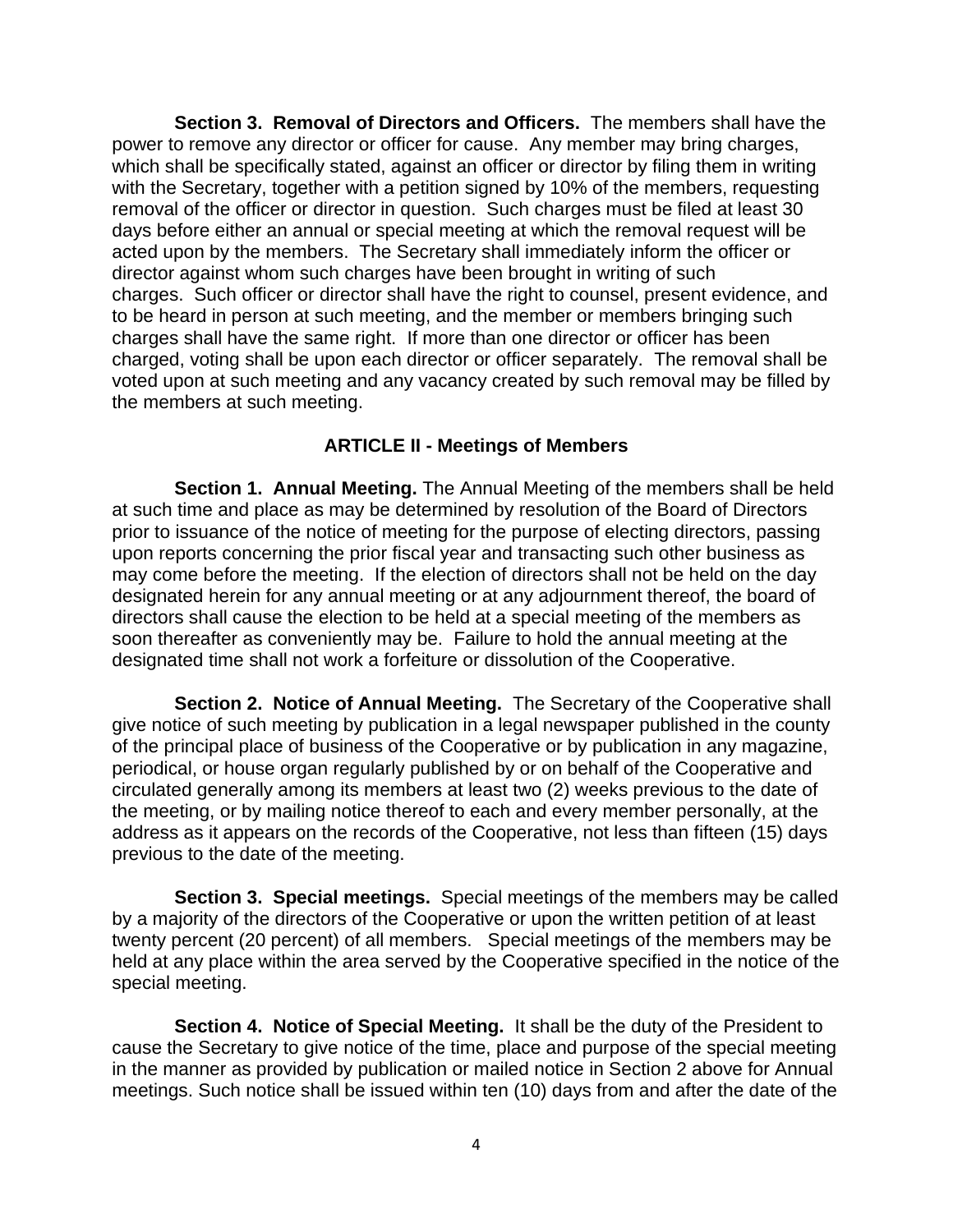**Section 3. Removal of Directors and Officers.** The members shall have the power to remove any director or officer for cause. Any member may bring charges, which shall be specifically stated, against an officer or director by filing them in writing with the Secretary, together with a petition signed by 10% of the members, requesting removal of the officer or director in question. Such charges must be filed at least 30 days before either an annual or special meeting at which the removal request will be acted upon by the members. The Secretary shall immediately inform the officer or director against whom such charges have been brought in writing of such charges. Such officer or director shall have the right to counsel, present evidence, and to be heard in person at such meeting, and the member or members bringing such charges shall have the same right. If more than one director or officer has been charged, voting shall be upon each director or officer separately. The removal shall be voted upon at such meeting and any vacancy created by such removal may be filled by the members at such meeting.

## ARTICLE II - Meetings of Members

**Section 1. Annual Meeting.** The Annual Meeting of the members shall be held at such time and place as may be determined by resolution of the Board of Directors prior to issuance of the notice of meeting for the purpose of electing directors, passing upon reports concerning the prior fiscal year and transacting such other business as may come before the meeting. If the election of directors shall not be held on the day designated herein for any annual meeting or at any adjournment thereof, the board of directors shall cause the election to be held at a special meeting of the members as soon thereafter as conveniently may be. Failure to hold the annual meeting at the designated time shall not work a forfeiture or dissolution of the Cooperative.

**Section 2. Notice of Annual Meeting.** The Secretary of the Cooperative shall give notice of such meeting by publication in a legal newspaper published in the county of the principal place of business of the Cooperative or by publication in any magazine, periodical, or house organ regularly published by or on behalf of the Cooperative and circulated generally among its members at least two (2) weeks previous to the date of the meeting, or by mailing notice thereof to each and every member personally, at the address as it appears on the records of the Cooperative, not less than fifteen (15) days previous to the date of the meeting.

**Section 3. Special meetings.** Special meetings of the members may be called by a majority of the directors of the Cooperative or upon the written petition of at least twenty percent (20 percent) of all members. Special meetings of the members may be held at any place within the area served by the Cooperative specified in the notice of the special meeting.

**Section 4. Notice of Special Meeting.** It shall be the duty of the President to cause the Secretary to give notice of the time, place and purpose of the special meeting in the manner as provided by publication or mailed notice in Section 2 above for Annual meetings. Such notice shall be issued within ten (10) days from and after the date of the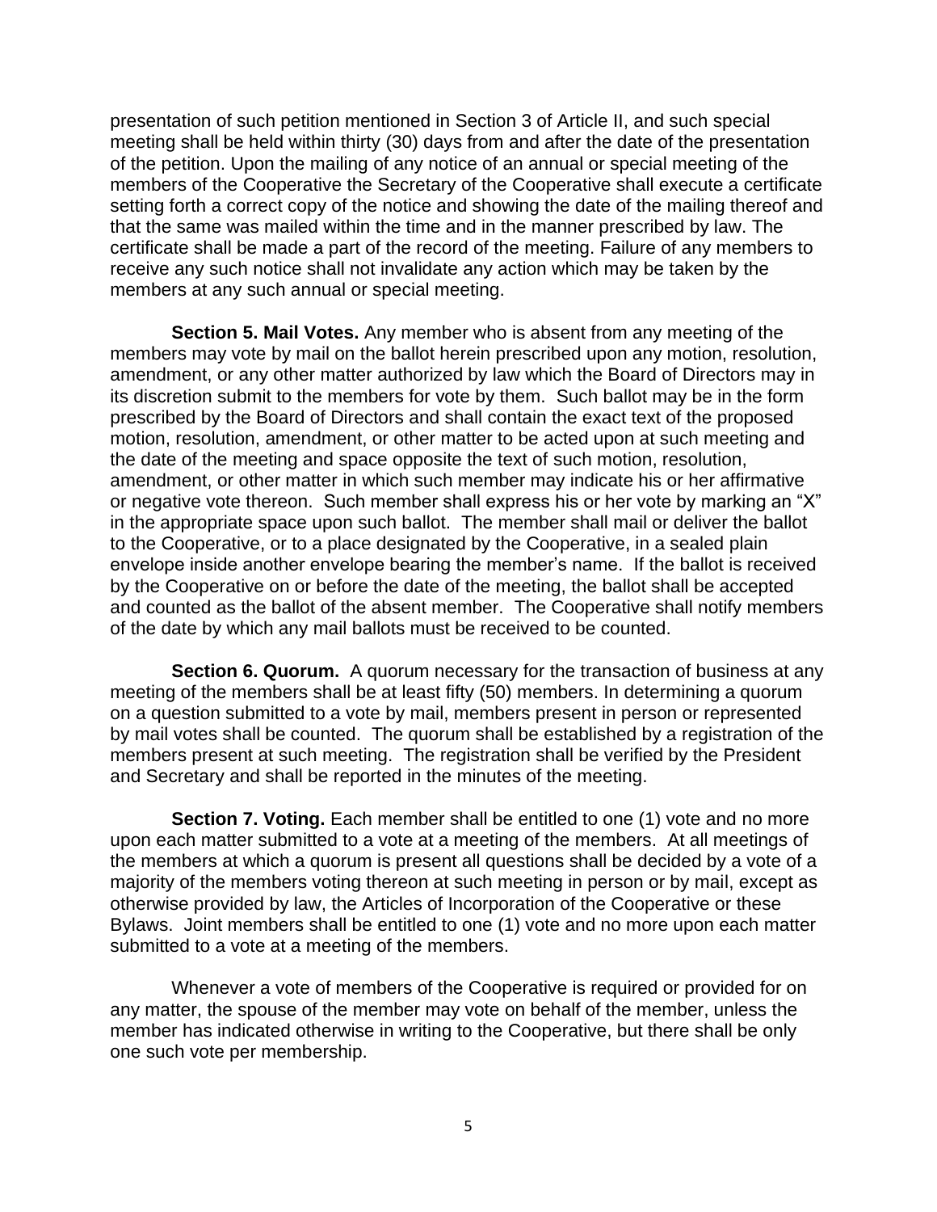presentation of such petition mentioned in Section 3 of Article II, and such special meeting shall be held within thirty (30) days from and after the date of the presentation of the petition. Upon the mailing of any notice of an annual or special meeting of the members of the Cooperative the Secretary of the Cooperative shall execute a certificate setting forth a correct copy of the notice and showing the date of the mailing thereof and that the same was mailed within the time and in the manner prescribed by law. The certificate shall be made a part of the record of the meeting. Failure of any members to receive any such notice shall not invalidate any action which may be taken by the members at any such annual or special meeting.

**Section 5. Mail Votes.** Any member who is absent from any meeting of the members may vote by mail on the ballot herein prescribed upon any motion, resolution, amendment, or any other matter authorized by law which the Board of Directors may in its discretion submit to the members for vote by them. Such ballot may be in the form prescribed by the Board of Directors and shall contain the exact text of the proposed motion, resolution, amendment, or other matter to be acted upon at such meeting and the date of the meeting and space opposite the text of such motion, resolution, amendment, or other matter in which such member may indicate his or her affirmative or negative vote thereon. Such member shall express his or her vote by marking an "X" in the appropriate space upon such ballot. The member shall mail or deliver the ballot to the Cooperative, or to a place designated by the Cooperative, in a sealed plain envelope inside another envelope bearing the member's name. If the ballot is received by the Cooperative on or before the date of the meeting, the ballot shall be accepted and counted as the ballot of the absent member. The Cooperative shall notify members of the date by which any mail ballots must be received to be counted.

**Section 6. Quorum.** A quorum necessary for the transaction of business at any meeting of the members shall be at least fifty (50) members. In determining a quorum on a question submitted to a vote by mail, members present in person or represented by mail votes shall be counted. The quorum shall be established by a registration of the members present at such meeting. The registration shall be verified by the President and Secretary and shall be reported in the minutes of the meeting.

**Section 7. Voting.** Each member shall be entitled to one (1) vote and no more upon each matter submitted to a vote at a meeting of the members. At all meetings of the members at which a quorum is present all questions shall be decided by a vote of a majority of the members voting thereon at such meeting in person or by mail, except as otherwise provided by law, the Articles of Incorporation of the Cooperative or these Bylaws. Joint members shall be entitled to one (1) vote and no more upon each matter submitted to a vote at a meeting of the members.

Whenever a vote of members of the Cooperative is required or provided for on any matter, the spouse of the member may vote on behalf of the member, unless the member has indicated otherwise in writing to the Cooperative, but there shall be only one such vote per membership.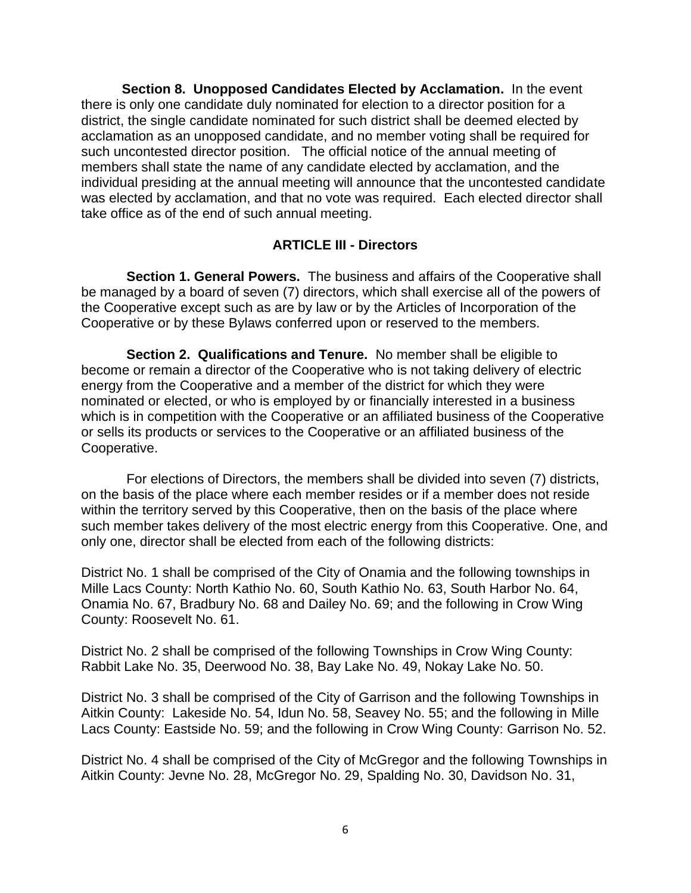**Section 8. Unopposed Candidates Elected by Acclamation.** In the event there is only one candidate duly nominated for election to a director position for a district, the single candidate nominated for such district shall be deemed elected by acclamation as an unopposed candidate, and no member voting shall be required for such uncontested director position. The official notice of the annual meeting of members shall state the name of any candidate elected by acclamation, and the individual presiding at the annual meeting will announce that the uncontested candidate was elected by acclamation, and that no vote was required. Each elected director shall take office as of the end of such annual meeting.

## ARTICLE III - Directors

**Section 1. General Powers.** The business and affairs of the Cooperative shall be managed by a board of seven (7) directors, which shall exercise all of the powers of the Cooperative except such as are by law or by the Articles of Incorporation of the Cooperative or by these Bylaws conferred upon or reserved to the members.

**Section 2. Qualifications and Tenure.** No member shall be eligible to become or remain a director of the Cooperative who is not taking delivery of electric energy from the Cooperative and a member of the district for which they were nominated or elected, or who is employed by or financially interested in a business which is in competition with the Cooperative or an affiliated business of the Cooperative or sells its products or services to the Cooperative or an affiliated business of the Cooperative.

For elections of Directors, the members shall be divided into seven (7) districts, on the basis of the place where each member resides or if a member does not reside within the territory served by this Cooperative, then on the basis of the place where such member takes delivery of the most electric energy from this Cooperative. One, and only one, director shall be elected from each of the following districts:

District No. 1 shall be comprised of the City of Onamia and the following townships in Mille Lacs County: North Kathio No. 60, South Kathio No. 63, South Harbor No. 64, Onamia No. 67, Bradbury No. 68 and Dailey No. 69; and the following in Crow Wing County: Roosevelt No. 61.

District No. 2 shall be comprised of the following Townships in Crow Wing County: Rabbit Lake No. 35, Deerwood No. 38, Bay Lake No. 49, Nokay Lake No. 50.

District No. 3 shall be comprised of the City of Garrison and the following Townships in Aitkin County: Lakeside No. 54, Idun No. 58, Seavey No. 55; and the following in Mille Lacs County: Eastside No. 59; and the following in Crow Wing County: Garrison No. 52.

District No. 4 shall be comprised of the City of McGregor and the following Townships in Aitkin County: Jevne No. 28, McGregor No. 29, Spalding No. 30, Davidson No. 31,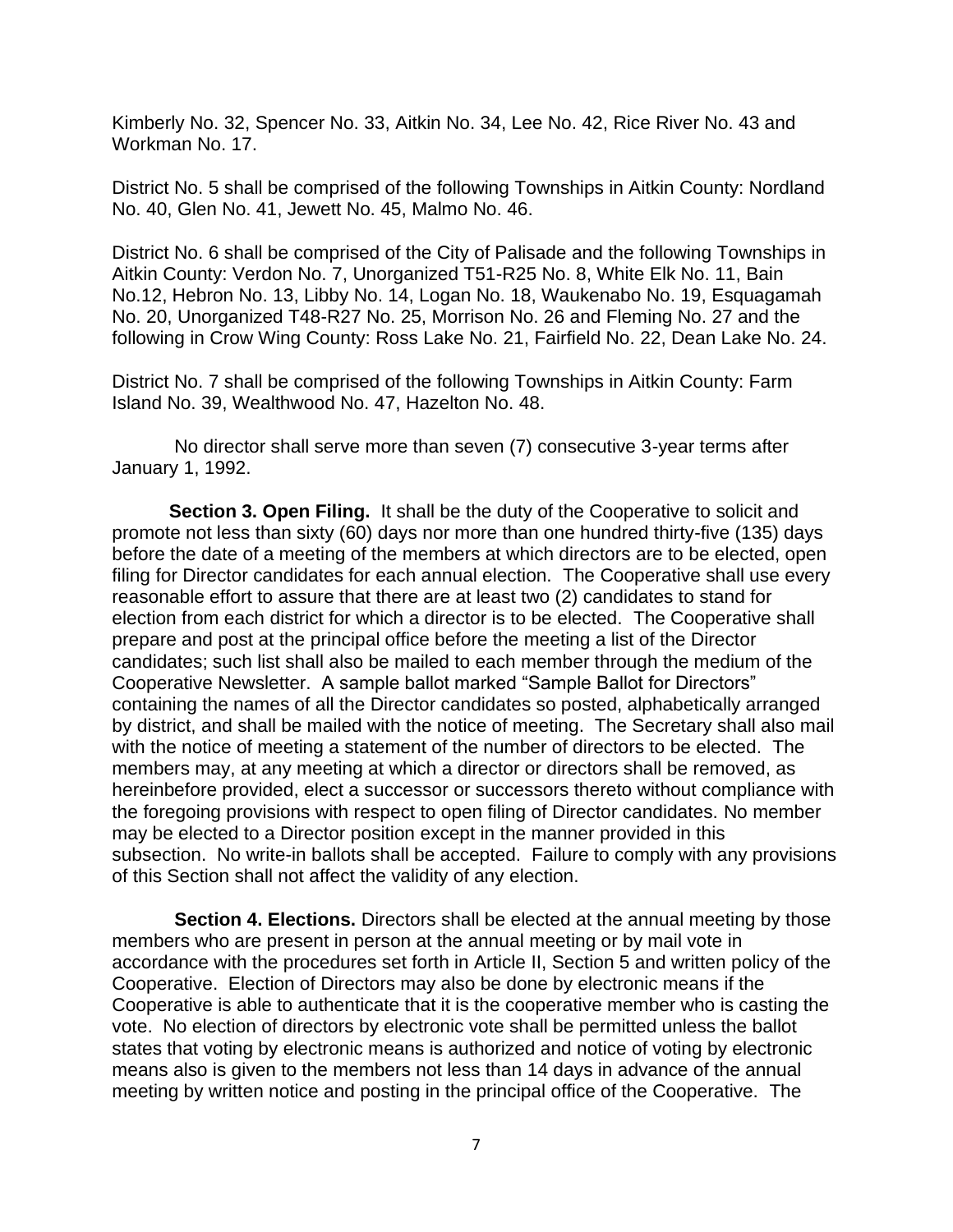Kimberly No. 32, Spencer No. 33, Aitkin No. 34, Lee No. 42, Rice River No. 43 and Workman No. 17.

District No. 5 shall be comprised of the following Townships in Aitkin County: Nordland No. 40, Glen No. 41, Jewett No. 45, Malmo No. 46.

District No. 6 shall be comprised of the City of Palisade and the following Townships in Aitkin County: Verdon No. 7, Unorganized T51-R25 No. 8, White Elk No. 11, Bain No.12, Hebron No. 13, Libby No. 14, Logan No. 18, Waukenabo No. 19, Esquagamah No. 20, Unorganized T48-R27 No. 25, Morrison No. 26 and Fleming No. 27 and the following in Crow Wing County: Ross Lake No. 21, Fairfield No. 22, Dean Lake No. 24.

District No. 7 shall be comprised of the following Townships in Aitkin County: Farm Island No. 39, Wealthwood No. 47, Hazelton No. 48.

No director shall serve more than seven (7) consecutive 3-year terms after January 1, 1992.

**Section 3. Open Filing.** It shall be the duty of the Cooperative to solicit and promote not less than sixty (60) days nor more than one hundred thirty-five (135) days before the date of a meeting of the members at which directors are to be elected, open filing for Director candidates for each annual election. The Cooperative shall use every reasonable effort to assure that there are at least two (2) candidates to stand for election from each district for which a director is to be elected. The Cooperative shall prepare and post at the principal office before the meeting a list of the Director candidates; such list shall also be mailed to each member through the medium of the Cooperative Newsletter. A sample ballot marked "Sample Ballot for Directors" containing the names of all the Director candidates so posted, alphabetically arranged by district, and shall be mailed with the notice of meeting. The Secretary shall also mail with the notice of meeting a statement of the number of directors to be elected. The members may, at any meeting at which a director or directors shall be removed, as hereinbefore provided, elect a successor or successors thereto without compliance with the foregoing provisions with respect to open filing of Director candidates. No member may be elected to a Director position except in the manner provided in this subsection. No write-in ballots shall be accepted. Failure to comply with any provisions of this Section shall not affect the validity of any election.

**Section 4. Elections.** Directors shall be elected at the annual meeting by those members who are present in person at the annual meeting or by mail vote in accordance with the procedures set forth in Article II, Section 5 and written policy of the Cooperative. Election of Directors may also be done by electronic means if the Cooperative is able to authenticate that it is the cooperative member who is casting the vote. No election of directors by electronic vote shall be permitted unless the ballot states that voting by electronic means is authorized and notice of voting by electronic means also is given to the members not less than 14 days in advance of the annual meeting by written notice and posting in the principal office of the Cooperative. The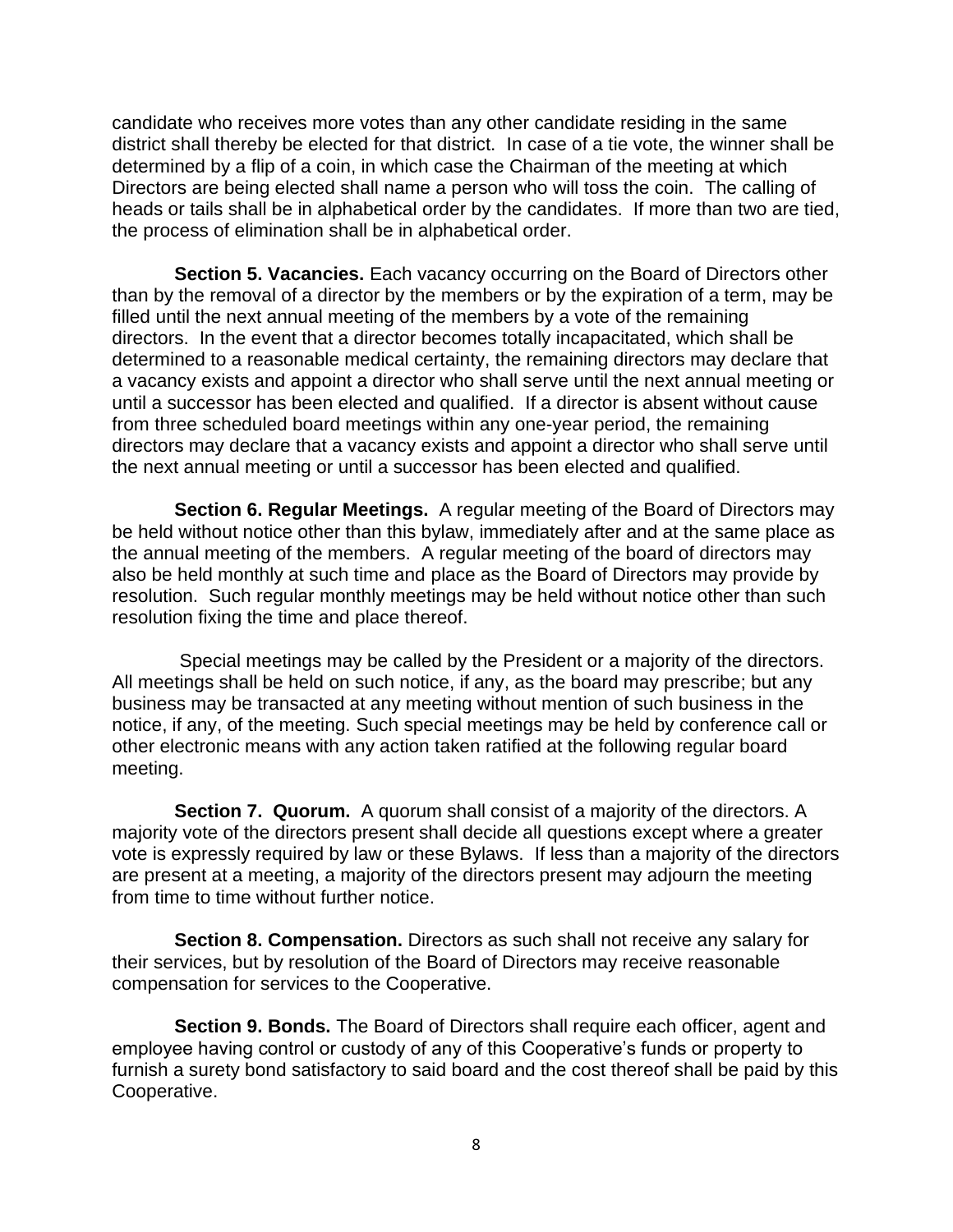candidate who receives more votes than any other candidate residing in the same district shall thereby be elected for that district. In case of a tie vote, the winner shall be determined by a flip of a coin, in which case the Chairman of the meeting at which Directors are being elected shall name a person who will toss the coin. The calling of heads or tails shall be in alphabetical order by the candidates. If more than two are tied, the process of elimination shall be in alphabetical order.

**Section 5. Vacancies.** Each vacancy occurring on the Board of Directors other than by the removal of a director by the members or by the expiration of a term, may be filled until the next annual meeting of the members by a vote of the remaining directors. In the event that a director becomes totally incapacitated, which shall be determined to a reasonable medical certainty, the remaining directors may declare that a vacancy exists and appoint a director who shall serve until the next annual meeting or until a successor has been elected and qualified. If a director is absent without cause from three scheduled board meetings within any one-year period, the remaining directors may declare that a vacancy exists and appoint a director who shall serve until the next annual meeting or until a successor has been elected and qualified.

**Section 6. Regular Meetings.** A regular meeting of the Board of Directors may be held without notice other than this bylaw, immediately after and at the same place as the annual meeting of the members. A regular meeting of the board of directors may also be held monthly at such time and place as the Board of Directors may provide by resolution. Such regular monthly meetings may be held without notice other than such resolution fixing the time and place thereof.

Special meetings may be called by the President or a majority of the directors. All meetings shall be held on such notice, if any, as the board may prescribe; but any business may be transacted at any meeting without mention of such business in the notice, if any, of the meeting. Such special meetings may be held by conference call or other electronic means with any action taken ratified at the following regular board meeting.

**Section 7. Quorum.** A quorum shall consist of a majority of the directors. A majority vote of the directors present shall decide all questions except where a greater vote is expressly required by law or these Bylaws. If less than a majority of the directors are present at a meeting, a majority of the directors present may adjourn the meeting from time to time without further notice.

**Section 8. Compensation.** Directors as such shall not receive any salary for their services, but by resolution of the Board of Directors may receive reasonable compensation for services to the Cooperative.

**Section 9. Bonds.** The Board of Directors shall require each officer, agent and employee having control or custody of any of this Cooperative's funds or property to furnish a surety bond satisfactory to said board and the cost thereof shall be paid by this Cooperative.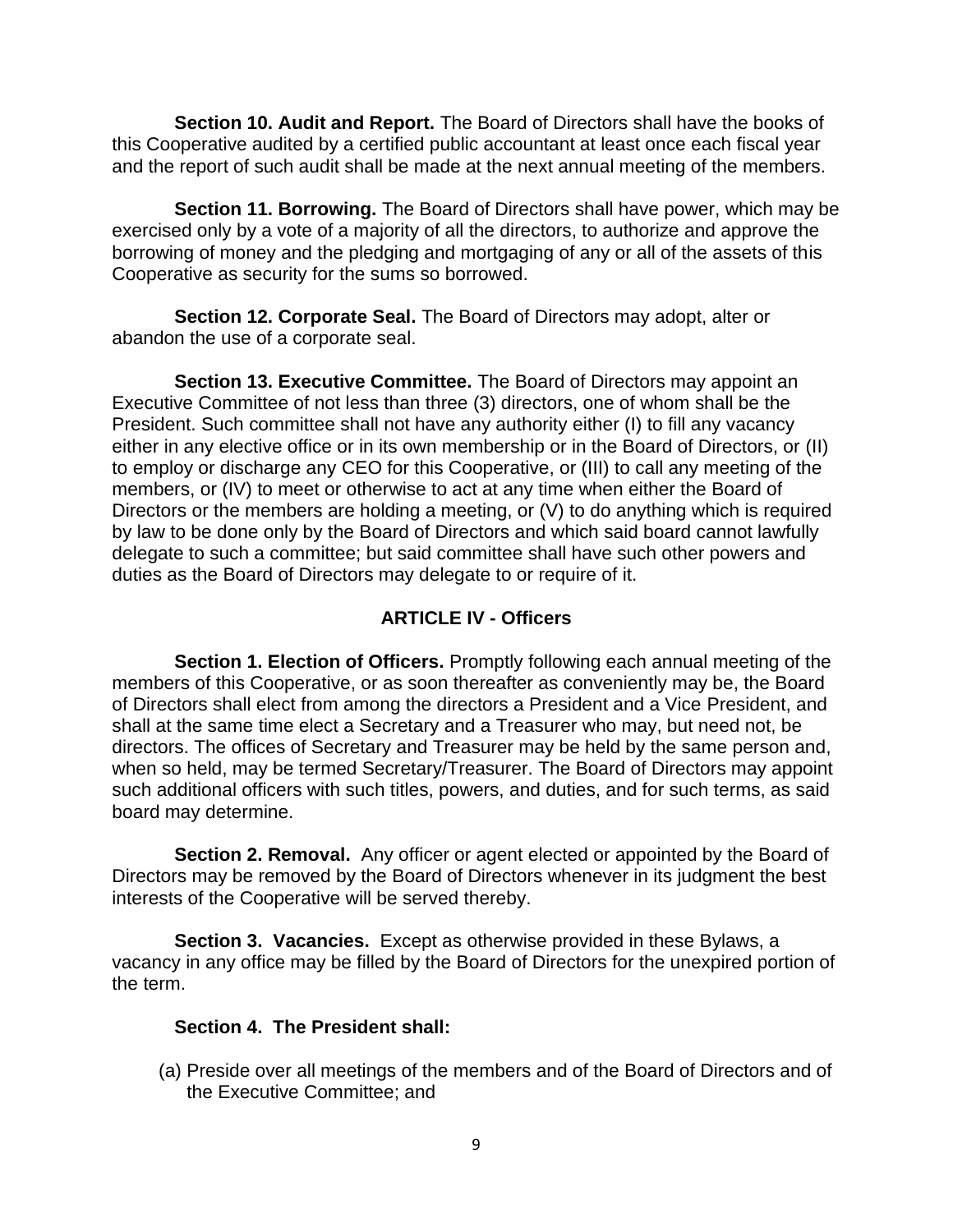**Section 10. Audit and Report.** The Board of Directors shall have the books of this Cooperative audited by a certified public accountant at least once each fiscal year and the report of such audit shall be made at the next annual meeting of the members.

**Section 11. Borrowing.** The Board of Directors shall have power, which may be exercised only by a vote of a majority of all the directors, to authorize and approve the borrowing of money and the pledging and mortgaging of any or all of the assets of this Cooperative as security for the sums so borrowed.

**Section 12. Corporate Seal.** The Board of Directors may adopt, alter or abandon the use of a corporate seal.

**Section 13. Executive Committee.** The Board of Directors may appoint an Executive Committee of not less than three (3) directors, one of whom shall be the President. Such committee shall not have any authority either (I) to fill any vacancy either in any elective office or in its own membership or in the Board of Directors, or (II) to employ or discharge any CEO for this Cooperative, or (III) to call any meeting of the members, or (IV) to meet or otherwise to act at any time when either the Board of Directors or the members are holding a meeting, or (V) to do anything which is required by law to be done only by the Board of Directors and which said board cannot lawfully delegate to such a committee; but said committee shall have such other powers and duties as the Board of Directors may delegate to or require of it.

## ARTICLE IV - Officers

**Section 1. Election of Officers.** Promptly following each annual meeting of the members of this Cooperative, or as soon thereafter as conveniently may be, the Board of Directors shall elect from among the directors a President and a Vice President, and shall at the same time elect a Secretary and a Treasurer who may, but need not, be directors. The offices of Secretary and Treasurer may be held by the same person and, when so held, may be termed Secretary/Treasurer. The Board of Directors may appoint such additional officers with such titles, powers, and duties, and for such terms, as said board may determine.

**Section 2. Removal.** Any officer or agent elected or appointed by the Board of Directors may be removed by the Board of Directors whenever in its judgment the best interests of the Cooperative will be served thereby.

**Section 3. Vacancies.** Except as otherwise provided in these Bylaws, a vacancy in any office may be filled by the Board of Directors for the unexpired portion of the term.

**Section 4. The President shall:**

(a) Preside over all meetings of the members and of the Board of Directors and of the Executive Committee; and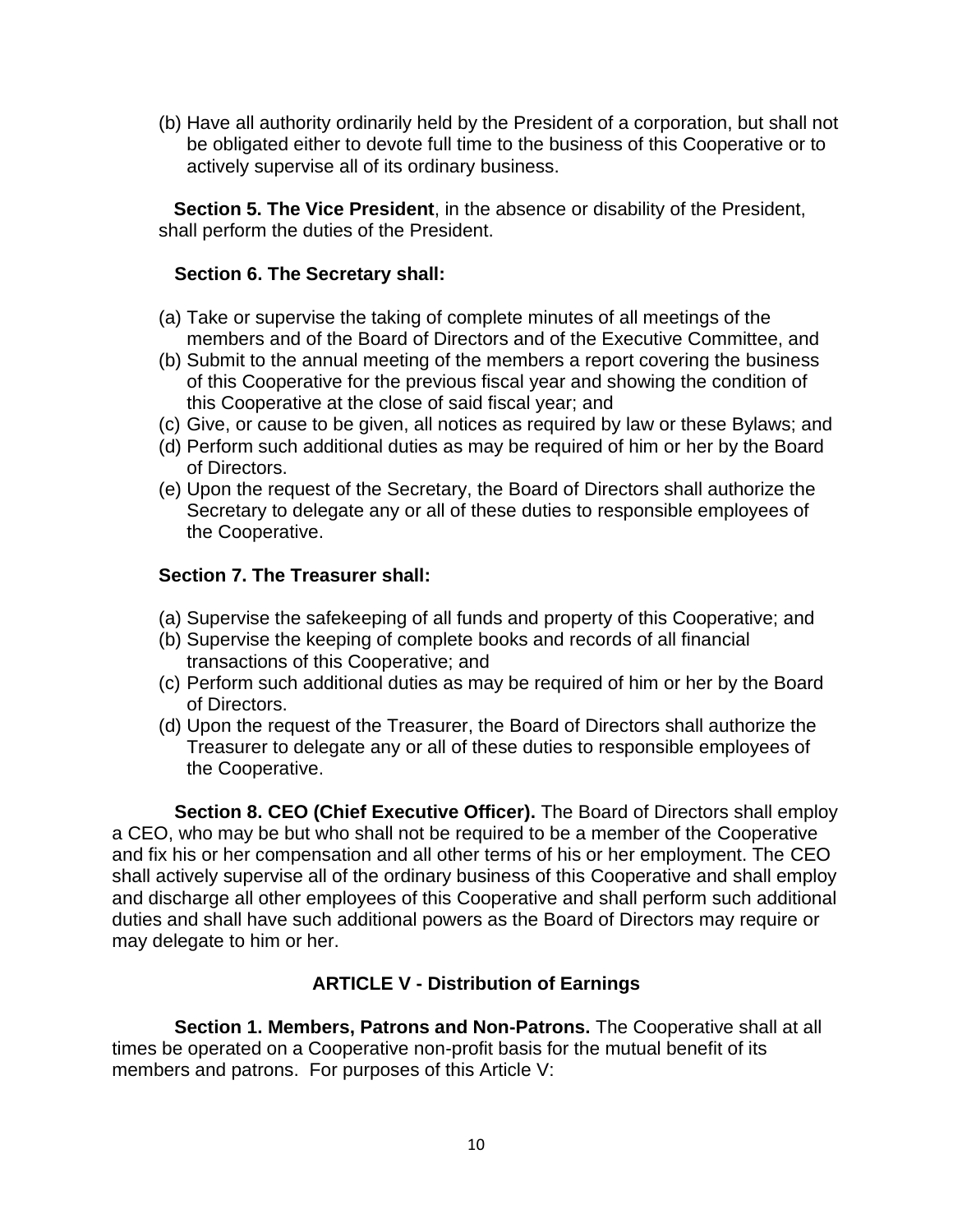(b) Have all authority ordinarily held by the President of a corporation, but shall not be obligated either to devote full time to the business of this Cooperative or to actively supervise all of its ordinary business.

**Section 5. The Vice President**, in the absence or disability of the President, shall perform the duties of the President.

**Section 6. The Secretary shall:**

(a) Take or supervise the taking of complete minutes of all meetings of the members and of the Board of Directors and of the Executive Committee, and
(b) Submit to the annual meeting of the members a report covering the business of this Cooperative for the previous fiscal year and showing the condition of this Cooperative at the close of said fiscal year; and
(c) Give, or cause to be given, all notices as required by law or these Bylaws; and
(d) Perform such additional duties as may be required of him or her by the Board of Directors.
(e) Upon the request of the Secretary, the Board of Directors shall authorize the Secretary to delegate any or all of these duties to responsible employees of the Cooperative.

**Section 7. The Treasurer shall:**

(a) Supervise the safekeeping of all funds and property of this Cooperative; and
(b) Supervise the keeping of complete books and records of all financial transactions of this Cooperative; and
(c) Perform such additional duties as may be required of him or her by the Board of Directors.
(d) Upon the request of the Treasurer, the Board of Directors shall authorize the Treasurer to delegate any or all of these duties to responsible employees of the Cooperative.

**Section 8. CEO (Chief Executive Officer).** The Board of Directors shall employ a CEO, who may be but who shall not be required to be a member of the Cooperative and fix his or her compensation and all other terms of his or her employment. The CEO shall actively supervise all of the ordinary business of this Cooperative and shall employ and discharge all other employees of this Cooperative and shall perform such additional duties and shall have such additional powers as the Board of Directors may require or may delegate to him or her.

## ARTICLE V - Distribution of Earnings

**Section 1. Members, Patrons and Non-Patrons.** The Cooperative shall at all times be operated on a Cooperative non-profit basis for the mutual benefit of its members and patrons. For purposes of this Article V: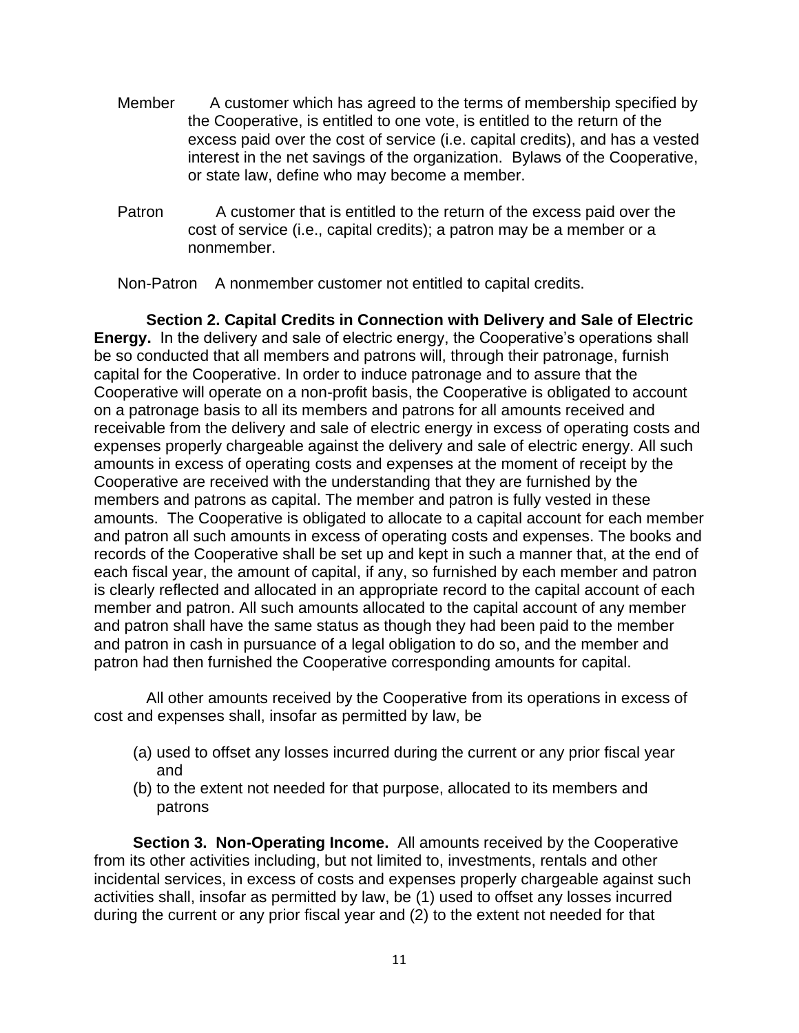Member A customer which has agreed to the terms of membership specified by the Cooperative, is entitled to one vote, is entitled to the return of the excess paid over the cost of service (i.e. capital credits), and has a vested interest in the net savings of the organization. Bylaws of the Cooperative, or state law, define who may become a member.

Patron A customer that is entitled to the return of the excess paid over the cost of service (i.e., capital credits); a patron may be a member or a nonmember.

Non-Patron A nonmember customer not entitled to capital credits.

**Section 2. Capital Credits in Connection with Delivery and Sale of Electric Energy.** In the delivery and sale of electric energy, the Cooperative's operations shall be so conducted that all members and patrons will, through their patronage, furnish capital for the Cooperative. In order to induce patronage and to assure that the Cooperative will operate on a non-profit basis, the Cooperative is obligated to account on a patronage basis to all its members and patrons for all amounts received and receivable from the delivery and sale of electric energy in excess of operating costs and expenses properly chargeable against the delivery and sale of electric energy. All such amounts in excess of operating costs and expenses at the moment of receipt by the Cooperative are received with the understanding that they are furnished by the members and patrons as capital. The member and patron is fully vested in these amounts. The Cooperative is obligated to allocate to a capital account for each member and patron all such amounts in excess of operating costs and expenses. The books and records of the Cooperative shall be set up and kept in such a manner that, at the end of each fiscal year, the amount of capital, if any, so furnished by each member and patron is clearly reflected and allocated in an appropriate record to the capital account of each member and patron. All such amounts allocated to the capital account of any member and patron shall have the same status as though they had been paid to the member and patron in cash in pursuance of a legal obligation to do so, and the member and patron had then furnished the Cooperative corresponding amounts for capital.

All other amounts received by the Cooperative from its operations in excess of cost and expenses shall, insofar as permitted by law, be

(a) used to offset any losses incurred during the current or any prior fiscal year and
(b) to the extent not needed for that purpose, allocated to its members and patrons

**Section 3. Non-Operating Income.** All amounts received by the Cooperative from its other activities including, but not limited to, investments, rentals and other incidental services, in excess of costs and expenses properly chargeable against such activities shall, insofar as permitted by law, be (1) used to offset any losses incurred during the current or any prior fiscal year and (2) to the extent not needed for that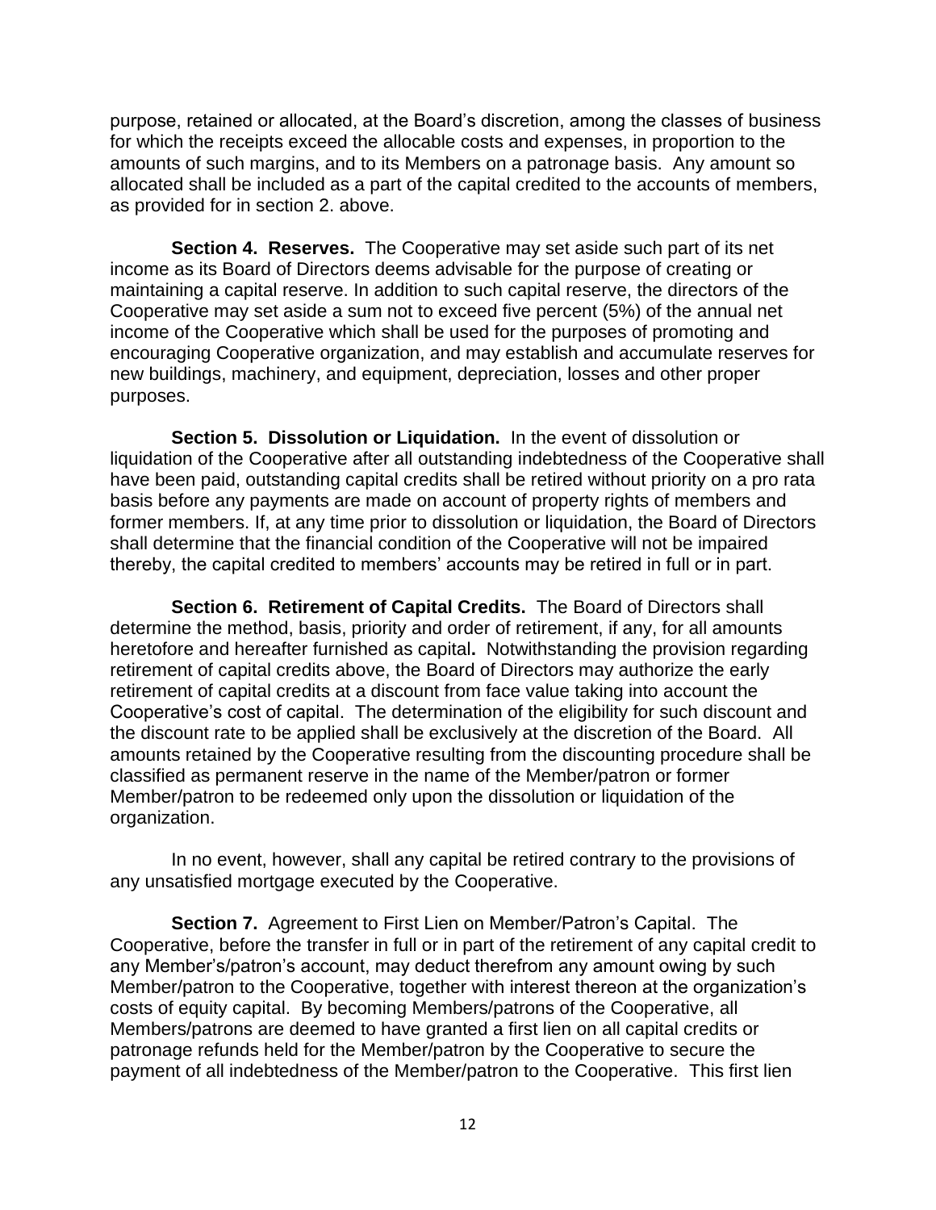purpose, retained or allocated, at the Board's discretion, among the classes of business for which the receipts exceed the allocable costs and expenses, in proportion to the amounts of such margins, and to its Members on a patronage basis. Any amount so allocated shall be included as a part of the capital credited to the accounts of members, as provided for in section 2. above.

**Section 4. Reserves.** The Cooperative may set aside such part of its net income as its Board of Directors deems advisable for the purpose of creating or maintaining a capital reserve. In addition to such capital reserve, the directors of the Cooperative may set aside a sum not to exceed five percent (5%) of the annual net income of the Cooperative which shall be used for the purposes of promoting and encouraging Cooperative organization, and may establish and accumulate reserves for new buildings, machinery, and equipment, depreciation, losses and other proper purposes.

**Section 5. Dissolution or Liquidation.** In the event of dissolution or liquidation of the Cooperative after all outstanding indebtedness of the Cooperative shall have been paid, outstanding capital credits shall be retired without priority on a pro rata basis before any payments are made on account of property rights of members and former members. If, at any time prior to dissolution or liquidation, the Board of Directors shall determine that the financial condition of the Cooperative will not be impaired thereby, the capital credited to members' accounts may be retired in full or in part.

**Section 6. Retirement of Capital Credits.** The Board of Directors shall determine the method, basis, priority and order of retirement, if any, for all amounts heretofore and hereafter furnished as capital**.** Notwithstanding the provision regarding retirement of capital credits above, the Board of Directors may authorize the early retirement of capital credits at a discount from face value taking into account the Cooperative's cost of capital. The determination of the eligibility for such discount and the discount rate to be applied shall be exclusively at the discretion of the Board. All amounts retained by the Cooperative resulting from the discounting procedure shall be classified as permanent reserve in the name of the Member/patron or former Member/patron to be redeemed only upon the dissolution or liquidation of the organization.

In no event, however, shall any capital be retired contrary to the provisions of any unsatisfied mortgage executed by the Cooperative.

**Section 7.** Agreement to First Lien on Member/Patron's Capital. The Cooperative, before the transfer in full or in part of the retirement of any capital credit to any Member's/patron's account, may deduct therefrom any amount owing by such Member/patron to the Cooperative, together with interest thereon at the organization's costs of equity capital. By becoming Members/patrons of the Cooperative, all Members/patrons are deemed to have granted a first lien on all capital credits or patronage refunds held for the Member/patron by the Cooperative to secure the payment of all indebtedness of the Member/patron to the Cooperative. This first lien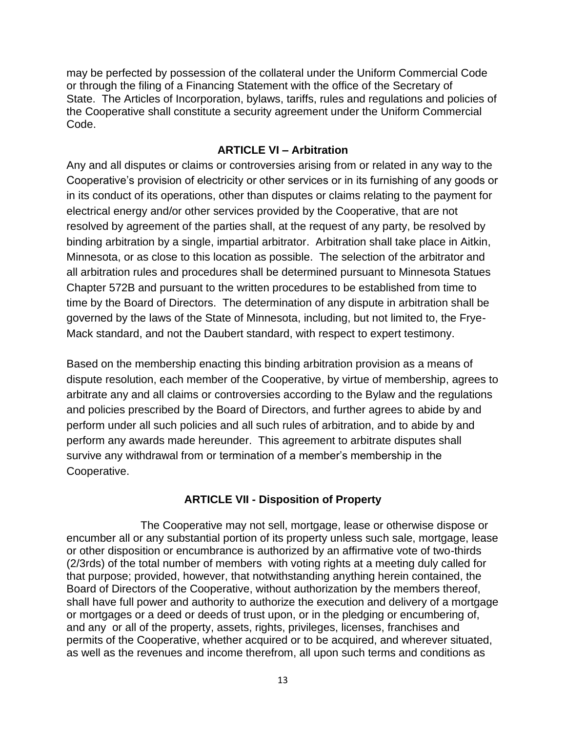may be perfected by possession of the collateral under the Uniform Commercial Code or through the filing of a Financing Statement with the office of the Secretary of State. The Articles of Incorporation, bylaws, tariffs, rules and regulations and policies of the Cooperative shall constitute a security agreement under the Uniform Commercial Code.

## ARTICLE VI – Arbitration

Any and all disputes or claims or controversies arising from or related in any way to the Cooperative's provision of electricity or other services or in its furnishing of any goods or in its conduct of its operations, other than disputes or claims relating to the payment for electrical energy and/or other services provided by the Cooperative, that are not resolved by agreement of the parties shall, at the request of any party, be resolved by binding arbitration by a single, impartial arbitrator. Arbitration shall take place in Aitkin, Minnesota, or as close to this location as possible. The selection of the arbitrator and all arbitration rules and procedures shall be determined pursuant to Minnesota Statues Chapter 572B and pursuant to the written procedures to be established from time to time by the Board of Directors. The determination of any dispute in arbitration shall be governed by the laws of the State of Minnesota, including, but not limited to, the Frye-Mack standard, and not the Daubert standard, with respect to expert testimony.

Based on the membership enacting this binding arbitration provision as a means of dispute resolution, each member of the Cooperative, by virtue of membership, agrees to arbitrate any and all claims or controversies according to the Bylaw and the regulations and policies prescribed by the Board of Directors, and further agrees to abide by and perform under all such policies and all such rules of arbitration, and to abide by and perform any awards made hereunder. This agreement to arbitrate disputes shall survive any withdrawal from or termination of a member's membership in the Cooperative.

## ARTICLE VII - Disposition of Property

The Cooperative may not sell, mortgage, lease or otherwise dispose or encumber all or any substantial portion of its property unless such sale, mortgage, lease or other disposition or encumbrance is authorized by an affirmative vote of two-thirds (2/3rds) of the total number of members with voting rights at a meeting duly called for that purpose; provided, however, that notwithstanding anything herein contained, the Board of Directors of the Cooperative, without authorization by the members thereof, shall have full power and authority to authorize the execution and delivery of a mortgage or mortgages or a deed or deeds of trust upon, or in the pledging or encumbering of, and any or all of the property, assets, rights, privileges, licenses, franchises and permits of the Cooperative, whether acquired or to be acquired, and wherever situated, as well as the revenues and income therefrom, all upon such terms and conditions as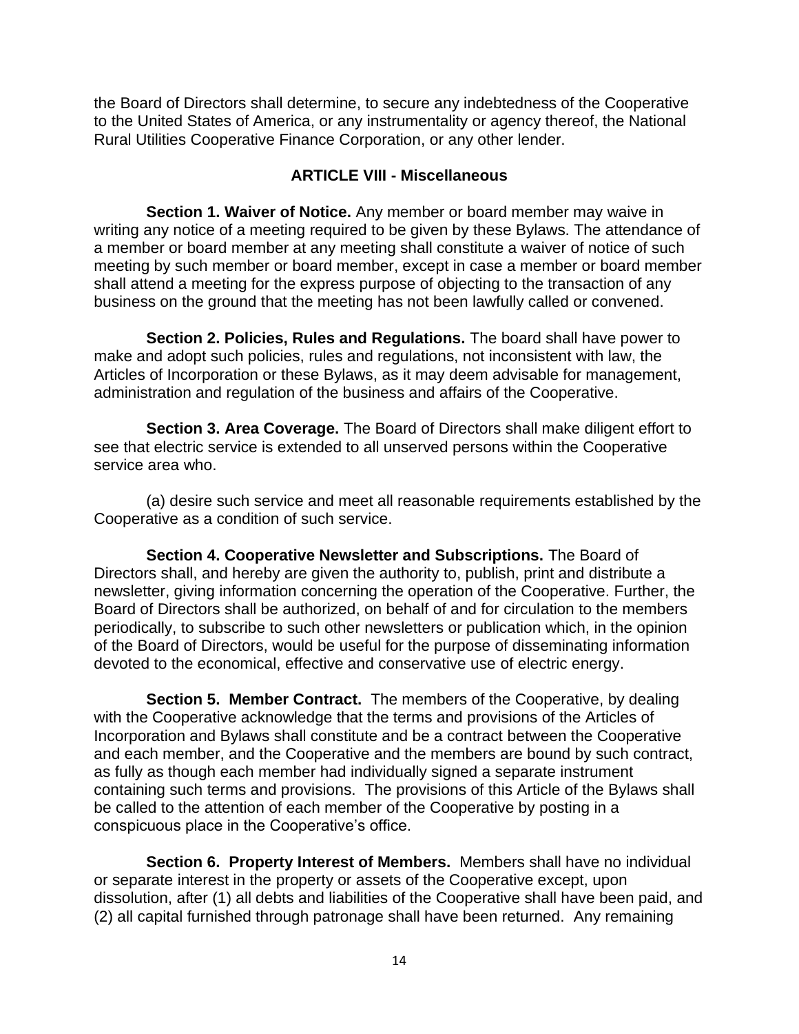the Board of Directors shall determine, to secure any indebtedness of the Cooperative to the United States of America, or any instrumentality or agency thereof, the National Rural Utilities Cooperative Finance Corporation, or any other lender.

## ARTICLE VIII - Miscellaneous

**Section 1. Waiver of Notice.** Any member or board member may waive in writing any notice of a meeting required to be given by these Bylaws. The attendance of a member or board member at any meeting shall constitute a waiver of notice of such meeting by such member or board member, except in case a member or board member shall attend a meeting for the express purpose of objecting to the transaction of any business on the ground that the meeting has not been lawfully called or convened.

**Section 2. Policies, Rules and Regulations.** The board shall have power to make and adopt such policies, rules and regulations, not inconsistent with law, the Articles of Incorporation or these Bylaws, as it may deem advisable for management, administration and regulation of the business and affairs of the Cooperative.

**Section 3. Area Coverage.** The Board of Directors shall make diligent effort to see that electric service is extended to all unserved persons within the Cooperative service area who.

(a) desire such service and meet all reasonable requirements established by the Cooperative as a condition of such service.

**Section 4. Cooperative Newsletter and Subscriptions.** The Board of Directors shall, and hereby are given the authority to, publish, print and distribute a newsletter, giving information concerning the operation of the Cooperative. Further, the Board of Directors shall be authorized, on behalf of and for circulation to the members periodically, to subscribe to such other newsletters or publication which, in the opinion of the Board of Directors, would be useful for the purpose of disseminating information devoted to the economical, effective and conservative use of electric energy.

**Section 5. Member Contract.** The members of the Cooperative, by dealing with the Cooperative acknowledge that the terms and provisions of the Articles of Incorporation and Bylaws shall constitute and be a contract between the Cooperative and each member, and the Cooperative and the members are bound by such contract, as fully as though each member had individually signed a separate instrument containing such terms and provisions. The provisions of this Article of the Bylaws shall be called to the attention of each member of the Cooperative by posting in a conspicuous place in the Cooperative's office.

**Section 6. Property Interest of Members.** Members shall have no individual or separate interest in the property or assets of the Cooperative except, upon dissolution, after (1) all debts and liabilities of the Cooperative shall have been paid, and (2) all capital furnished through patronage shall have been returned. Any remaining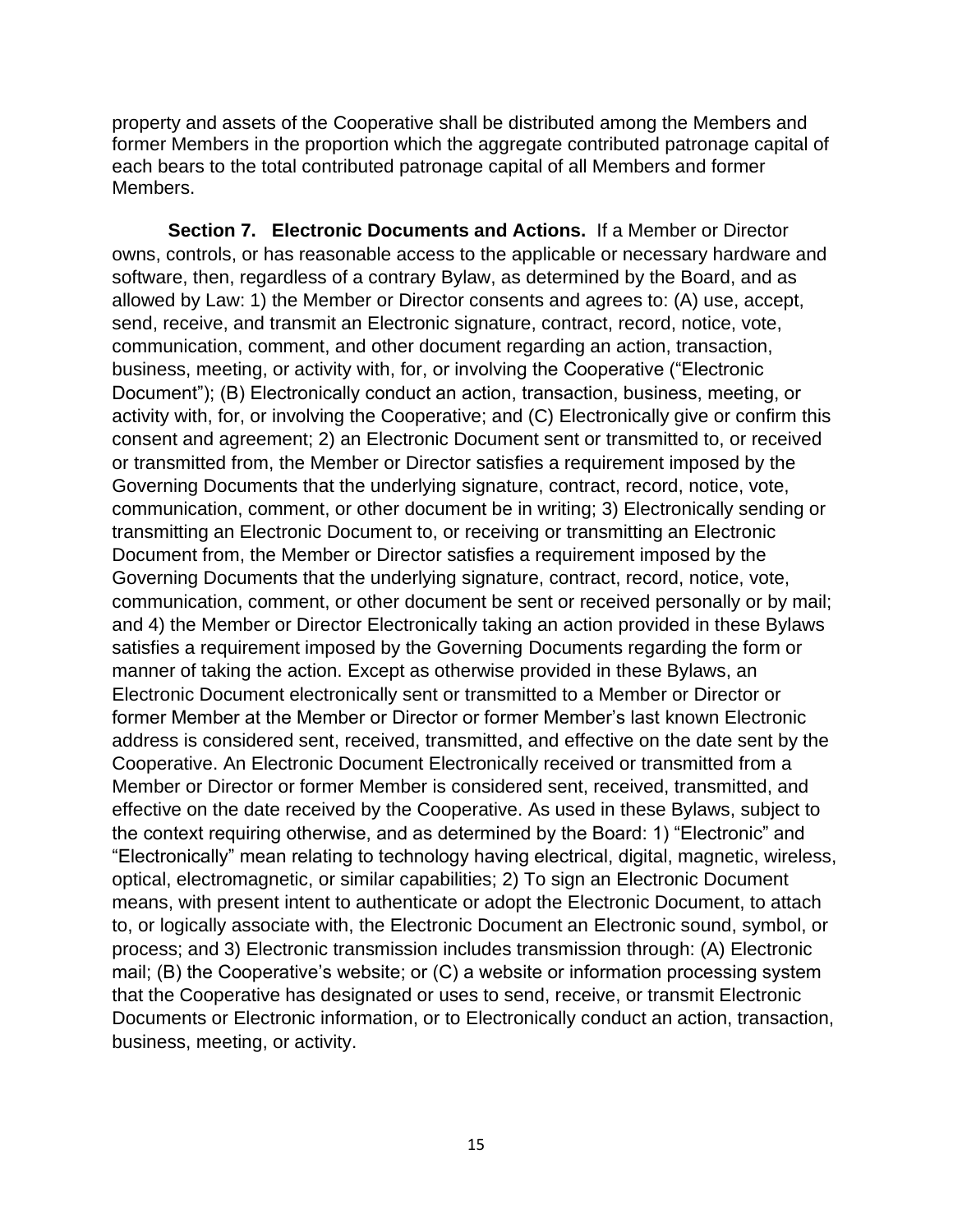property and assets of the Cooperative shall be distributed among the Members and former Members in the proportion which the aggregate contributed patronage capital of each bears to the total contributed patronage capital of all Members and former Members.

**Section 7. Electronic Documents and Actions.** If a Member or Director owns, controls, or has reasonable access to the applicable or necessary hardware and software, then, regardless of a contrary Bylaw, as determined by the Board, and as allowed by Law: 1) the Member or Director consents and agrees to: (A) use, accept, send, receive, and transmit an Electronic signature, contract, record, notice, vote, communication, comment, and other document regarding an action, transaction, business, meeting, or activity with, for, or involving the Cooperative ("Electronic Document"); (B) Electronically conduct an action, transaction, business, meeting, or activity with, for, or involving the Cooperative; and (C) Electronically give or confirm this consent and agreement; 2) an Electronic Document sent or transmitted to, or received or transmitted from, the Member or Director satisfies a requirement imposed by the Governing Documents that the underlying signature, contract, record, notice, vote, communication, comment, or other document be in writing; 3) Electronically sending or transmitting an Electronic Document to, or receiving or transmitting an Electronic Document from, the Member or Director satisfies a requirement imposed by the Governing Documents that the underlying signature, contract, record, notice, vote, communication, comment, or other document be sent or received personally or by mail; and 4) the Member or Director Electronically taking an action provided in these Bylaws satisfies a requirement imposed by the Governing Documents regarding the form or manner of taking the action. Except as otherwise provided in these Bylaws, an Electronic Document electronically sent or transmitted to a Member or Director or former Member at the Member or Director or former Member's last known Electronic address is considered sent, received, transmitted, and effective on the date sent by the Cooperative. An Electronic Document Electronically received or transmitted from a Member or Director or former Member is considered sent, received, transmitted, and effective on the date received by the Cooperative. As used in these Bylaws, subject to the context requiring otherwise, and as determined by the Board: 1) "Electronic" and "Electronically" mean relating to technology having electrical, digital, magnetic, wireless, optical, electromagnetic, or similar capabilities; 2) To sign an Electronic Document means, with present intent to authenticate or adopt the Electronic Document, to attach to, or logically associate with, the Electronic Document an Electronic sound, symbol, or process; and 3) Electronic transmission includes transmission through: (A) Electronic mail; (B) the Cooperative's website; or (C) a website or information processing system that the Cooperative has designated or uses to send, receive, or transmit Electronic Documents or Electronic information, or to Electronically conduct an action, transaction, business, meeting, or activity.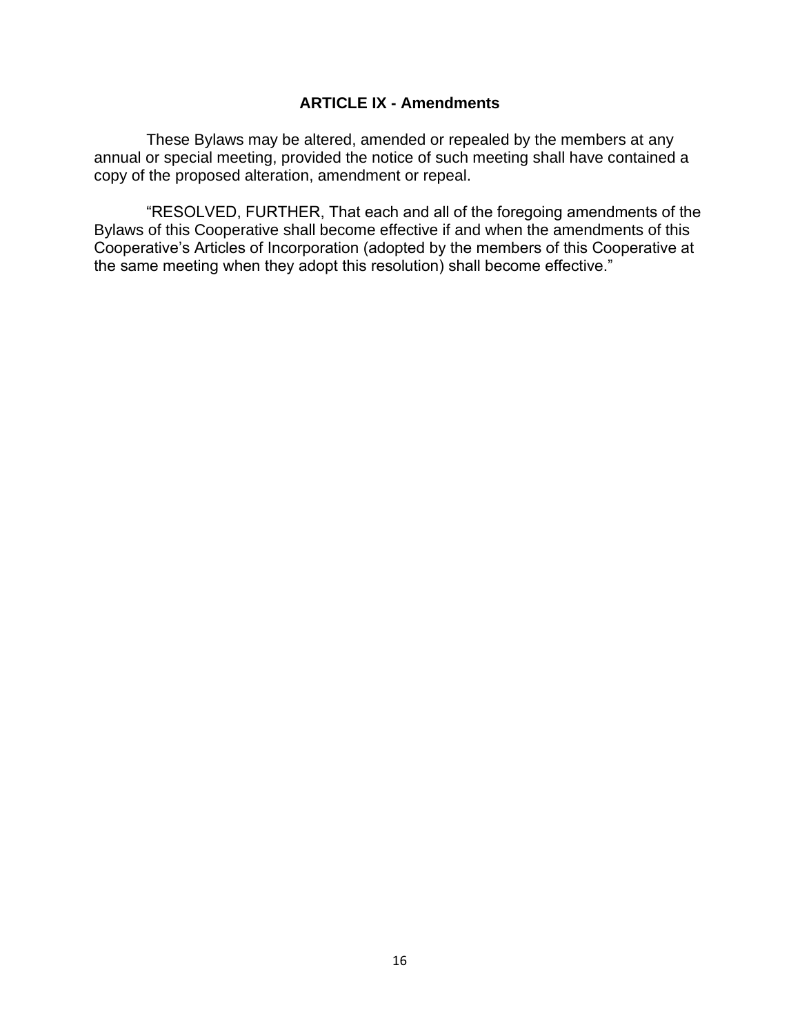## ARTICLE IX - Amendments

These Bylaws may be altered, amended or repealed by the members at any annual or special meeting, provided the notice of such meeting shall have contained a copy of the proposed alteration, amendment or repeal.

“RESOLVED, FURTHER, That each and all of the foregoing amendments of the Bylaws of this Cooperative shall become effective if and when the amendments of this Cooperative’s Articles of Incorporation (adopted by the members of this Cooperative at the same meeting when they adopt this resolution) shall become effective.”